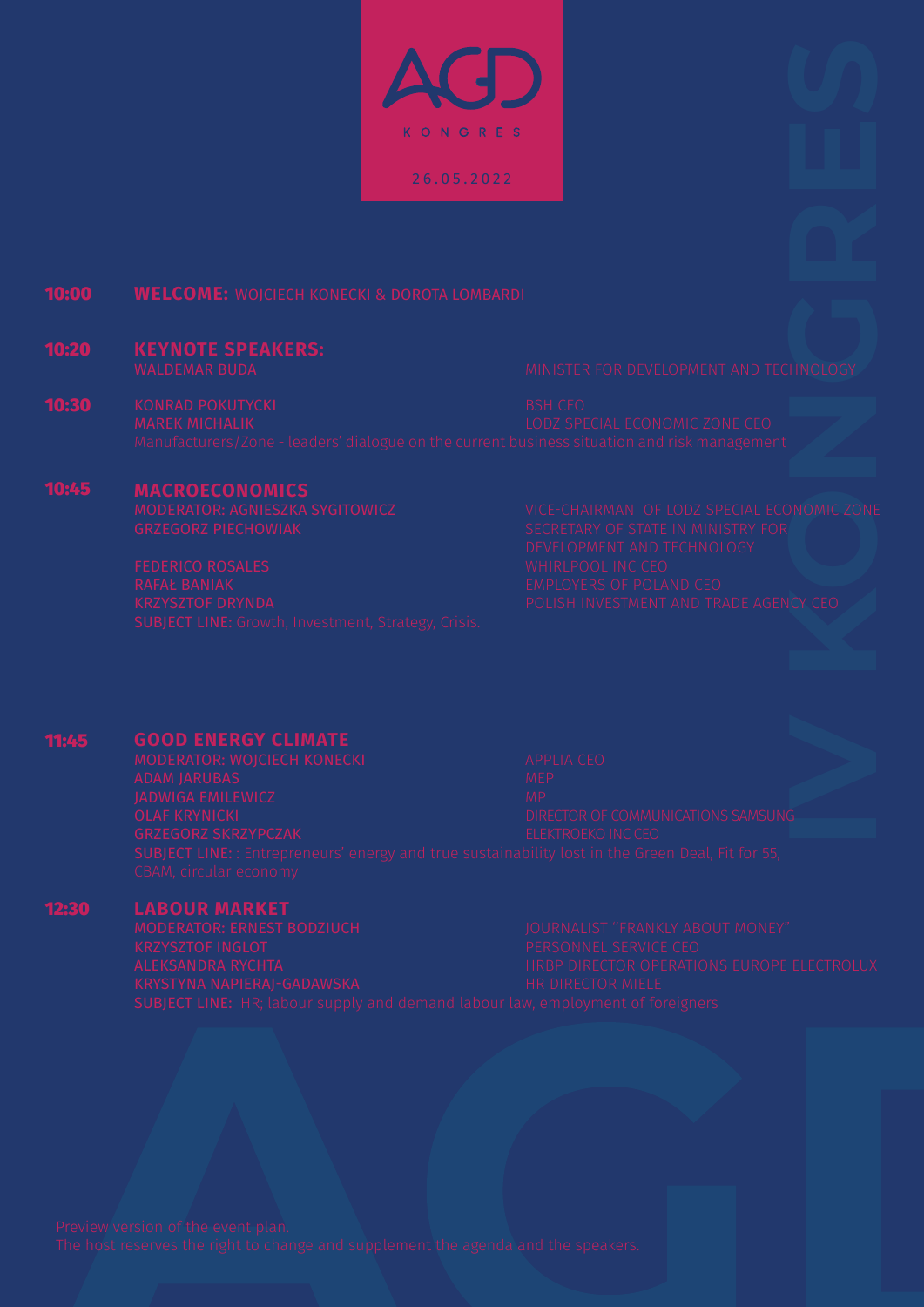# AGD KONGRES

26.05.2022

**10:00** **WELCOME:** WOJCIECH KONECKI & DOROTA LOMBARDI

**10:20** **KEYNOTE SPEAKERS:**

WALDEMAR BUDA — MINISTER FOR DEVELOPMENT AND TECHNOLOGY

**10:30** KONRAD POKUTYCKI — BSH CEO

MAREK MICHALIK — LODZ SPECIAL ECONOMIC ZONE CEO

Manufacturers/Zone - leaders' dialogue on the current business situation and risk management

**10:45** **MACROECONOMICS**

MODERATOR: AGNIESZKA SYGITOWICZ — VICE-CHAIRMAN OF LODZ SPECIAL ECONOMIC ZONE

GRZEGORZ PIECHOWIAK — SECRETARY OF STATE IN MINISTRY FOR DEVELOPMENT AND TECHNOLOGY

FEDERICO ROSALES — WHIRLPOOL INC CEO

RAFAŁ BANIAK — EMPLOYERS OF POLAND CEO

KRZYSZTOF DRYNDA — POLISH INVESTMENT AND TRADE AGENCY CEO

SUBJECT LINE: Growth, Investment, Strategy, Crisis.

**11:45** **GOOD ENERGY CLIMATE**

MODERATOR: WOJCIECH KONECKI — APPLIA CEO

ADAM JARUBAS — MEP

JADWIGA EMILEWICZ — MP

OLAF KRYNICKI — DIRECTOR OF COMMUNICATIONS SAMSUNG

GRZEGORZ SKRZYPCZAK — ELEKTROEKO INC CEO

SUBJECT LINE: : Entrepreneurs' energy and true sustainability lost in the Green Deal, Fit for 55, CBAM, circular economy

**12:30** **LABOUR MARKET**

MODERATOR: ERNEST BODZIUCH — JOURNALIST "FRANKLY ABOUT MONEY"

KRZYSZTOF INGLOT — PERSONNEL SERVICE CEO

ALEKSANDRA RYCHTA — HRBP DIRECTOR OPERATIONS EUROPE ELECTROLUX

KRYSTYNA NAPIERAJ-GADAWSKA — HR DIRECTOR MIELE

SUBJECT LINE: HR, labour supply and demand labour law, employment of foreigners

Preview version of the event plan.
The host reserves the right to change and supplement the agenda and the speakers.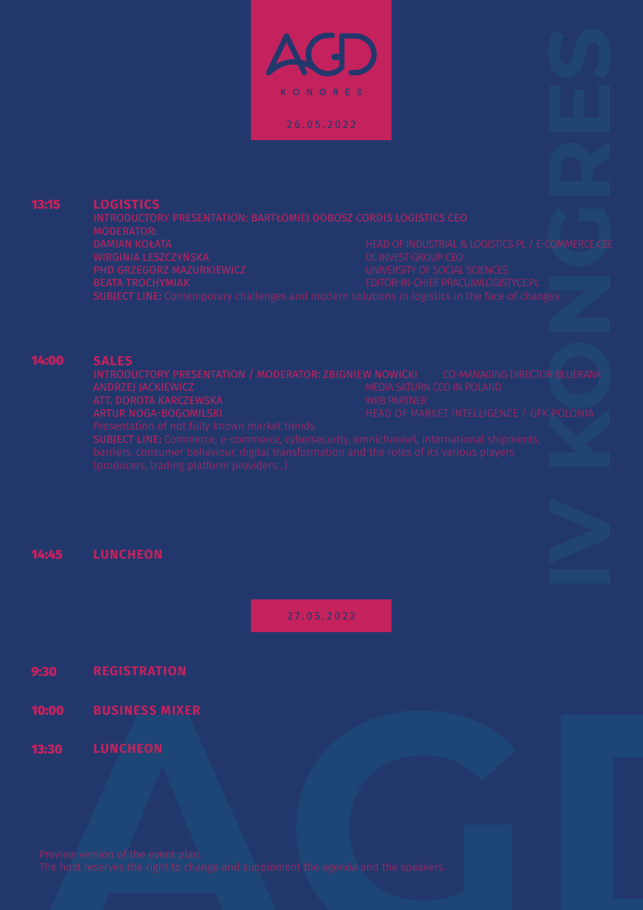AGD

KONGRES

26.05.2022

**13:15** **LOGISTICS**

INTRODUCTORY PRESENTATION: BARTŁOMIEJ DOBOSZ CORDIS LOGISTICS CEO

MODERATOR:

DAMIAN KOŁATA — HEAD OF INDUSTRIAL & LOGISTICS PL / E-COMMERCE CEE

WIRGINIA LESZCZYŃSKA — DL INVEST GROUP CEO

PHD GRZEGORZ MAZURKIEWICZ — UNIVERSITY OF SOCIAL SCIENCES

BEATA TROCHYMIAK — EDITOR-IN-CHIEF PRACUJWLOGISTYCE.PL

SUBJECT LINE: Contemporary challenges and modern solutions in logistics in the face of changes

**14:00** **SALES**

INTRODUCTORY PRESENTATION / MODERATOR: ZBIGNIEW NOWICKI — CO-MANAGING DIRECTOR BLUERANK

ANDRZEJ JACKIEWICZ — MEDIA SATURN CCO IN POLAND

ATT. DOROTA KARCZEWSKA — WKB PARTNER

ARTUR NOGA-BOGOMILSKI — HEAD OF MARKET INTELLIGENCE / GFK POLONIA

Presentation of not fully known market trends

SUBJECT LINE: Commerce; e-commerce, cybersecurity, omnichannel, international shipments, barriers, consumer behaviour, digital transformation and the roles of its various players (producers, trading platform providers...)

**14:45** **LUNCHEON**

27.05.2022

**9:30** **REGISTRATION**

**10:00** **BUSINESS MIXER**

**13:30** **LUNCHEON**

IV KONGRES

Preview version of the event plan.
The host reserves the right to change and supplement the agenda and the speakers.